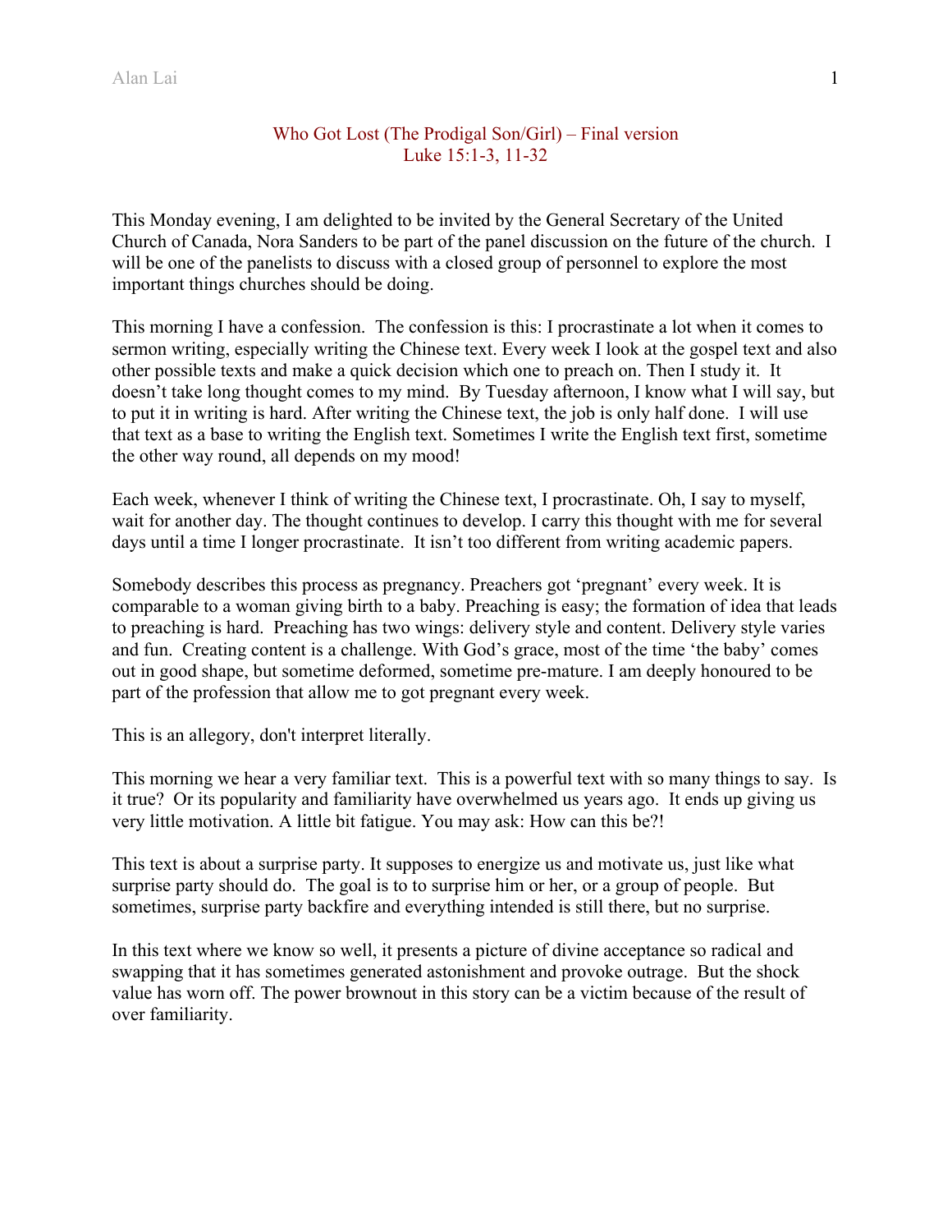# Who Got Lost (The Prodigal Son/Girl) – Final version
## Luke 15:1-3, 11-32

This Monday evening, I am delighted to be invited by the General Secretary of the United Church of Canada, Nora Sanders to be part of the panel discussion on the future of the church. I will be one of the panelists to discuss with a closed group of personnel to explore the most important things churches should be doing.

This morning I have a confession. The confession is this: I procrastinate a lot when it comes to sermon writing, especially writing the Chinese text. Every week I look at the gospel text and also other possible texts and make a quick decision which one to preach on. Then I study it. It doesn't take long thought comes to my mind. By Tuesday afternoon, I know what I will say, but to put it in writing is hard. After writing the Chinese text, the job is only half done. I will use that text as a base to writing the English text. Sometimes I write the English text first, sometime the other way round, all depends on my mood!

Each week, whenever I think of writing the Chinese text, I procrastinate. Oh, I say to myself, wait for another day. The thought continues to develop. I carry this thought with me for several days until a time I longer procrastinate. It isn't too different from writing academic papers.

Somebody describes this process as pregnancy. Preachers got 'pregnant' every week. It is comparable to a woman giving birth to a baby. Preaching is easy; the formation of idea that leads to preaching is hard. Preaching has two wings: delivery style and content. Delivery style varies and fun. Creating content is a challenge. With God's grace, most of the time 'the baby' comes out in good shape, but sometime deformed, sometime pre-mature. I am deeply honoured to be part of the profession that allow me to got pregnant every week.

This is an allegory, don't interpret literally.

This morning we hear a very familiar text. This is a powerful text with so many things to say. Is it true? Or its popularity and familiarity have overwhelmed us years ago. It ends up giving us very little motivation. A little bit fatigue. You may ask: How can this be?!

This text is about a surprise party. It supposes to energize us and motivate us, just like what surprise party should do. The goal is to to surprise him or her, or a group of people. But sometimes, surprise party backfire and everything intended is still there, but no surprise.

In this text where we know so well, it presents a picture of divine acceptance so radical and swapping that it has sometimes generated astonishment and provoke outrage. But the shock value has worn off. The power brownout in this story can be a victim because of the result of over familiarity.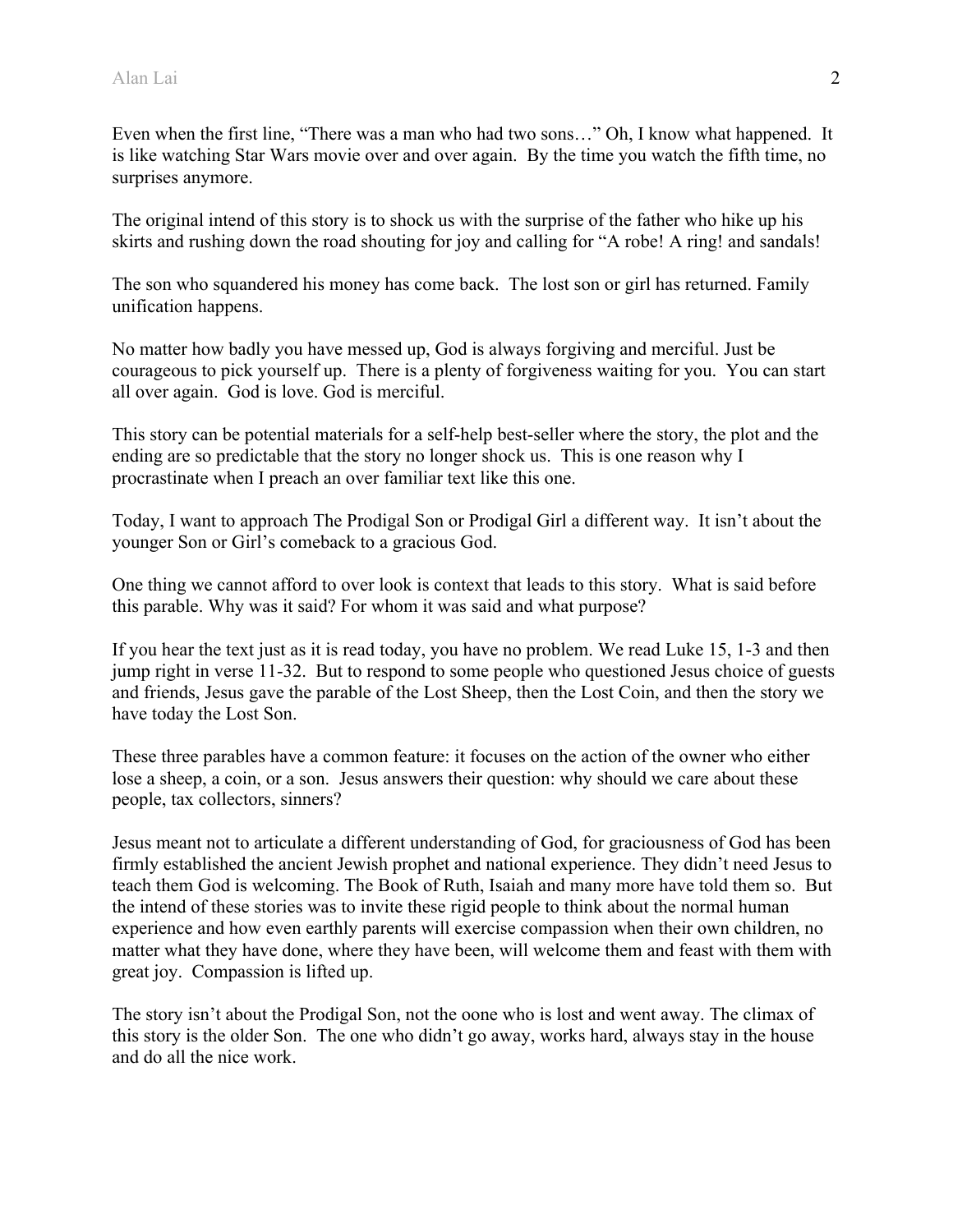Even when the first line, “There was a man who had two sons…” Oh, I know what happened. It is like watching Star Wars movie over and over again. By the time you watch the fifth time, no surprises anymore.

The original intend of this story is to shock us with the surprise of the father who hike up his skirts and rushing down the road shouting for joy and calling for “A robe! A ring! and sandals!

The son who squandered his money has come back. The lost son or girl has returned. Family unification happens.

No matter how badly you have messed up, God is always forgiving and merciful. Just be courageous to pick yourself up. There is a plenty of forgiveness waiting for you. You can start all over again. God is love. God is merciful.

This story can be potential materials for a self-help best-seller where the story, the plot and the ending are so predictable that the story no longer shock us. This is one reason why I procrastinate when I preach an over familiar text like this one.

Today, I want to approach The Prodigal Son or Prodigal Girl a different way. It isn’t about the younger Son or Girl’s comeback to a gracious God.

One thing we cannot afford to over look is context that leads to this story. What is said before this parable. Why was it said? For whom it was said and what purpose?

If you hear the text just as it is read today, you have no problem. We read Luke 15, 1-3 and then jump right in verse 11-32. But to respond to some people who questioned Jesus choice of guests and friends, Jesus gave the parable of the Lost Sheep, then the Lost Coin, and then the story we have today the Lost Son.

These three parables have a common feature: it focuses on the action of the owner who either lose a sheep, a coin, or a son. Jesus answers their question: why should we care about these people, tax collectors, sinners?

Jesus meant not to articulate a different understanding of God, for graciousness of God has been firmly established the ancient Jewish prophet and national experience. They didn’t need Jesus to teach them God is welcoming. The Book of Ruth, Isaiah and many more have told them so. But the intend of these stories was to invite these rigid people to think about the normal human experience and how even earthly parents will exercise compassion when their own children, no matter what they have done, where they have been, will welcome them and feast with them with great joy. Compassion is lifted up.

The story isn’t about the Prodigal Son, not the oone who is lost and went away. The climax of this story is the older Son. The one who didn’t go away, works hard, always stay in the house and do all the nice work.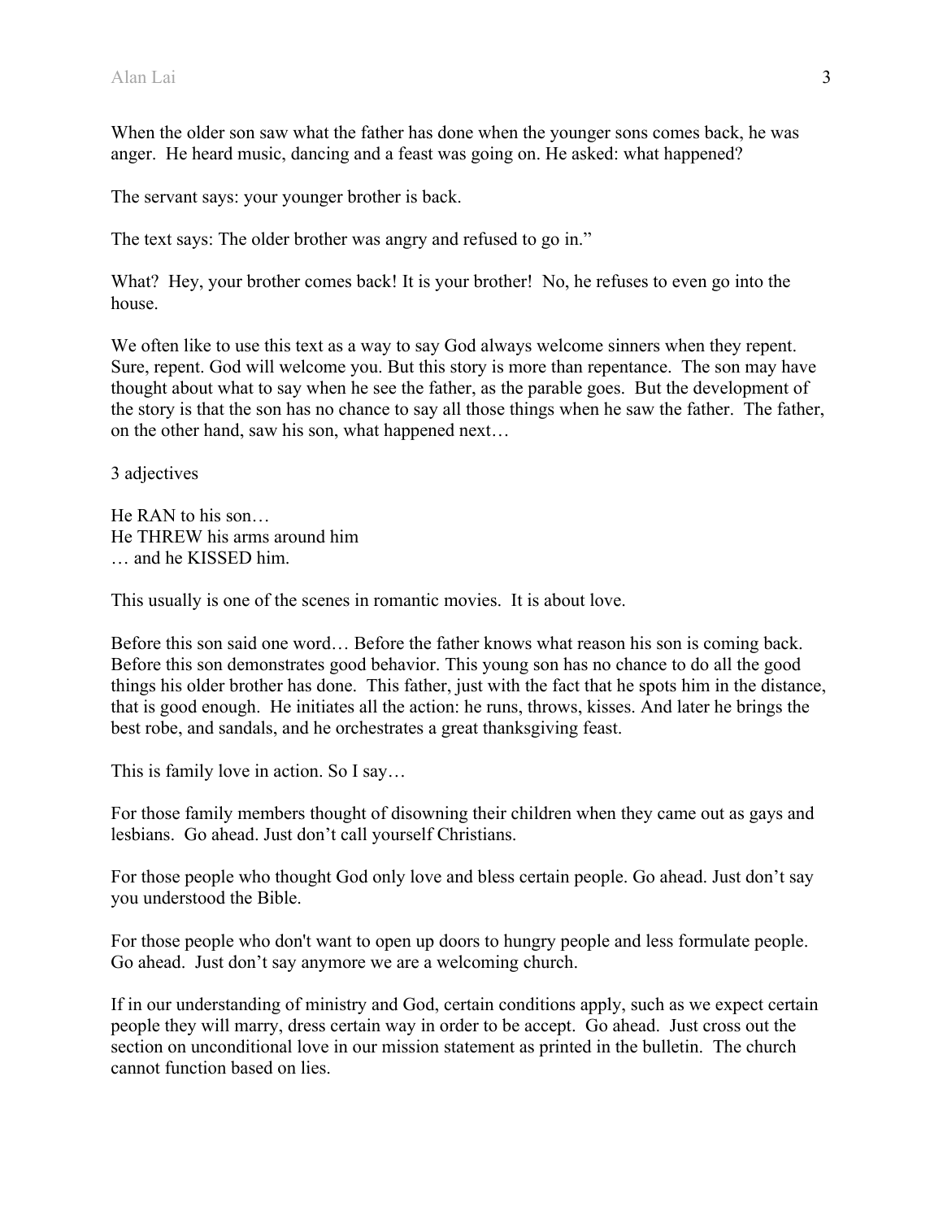When the older son saw what the father has done when the younger sons comes back, he was anger. He heard music, dancing and a feast was going on. He asked: what happened?

The servant says: your younger brother is back.

The text says: The older brother was angry and refused to go in."

What? Hey, your brother comes back! It is your brother! No, he refuses to even go into the house.

We often like to use this text as a way to say God always welcome sinners when they repent. Sure, repent. God will welcome you. But this story is more than repentance. The son may have thought about what to say when he see the father, as the parable goes. But the development of the story is that the son has no chance to say all those things when he saw the father. The father, on the other hand, saw his son, what happened next…

3 adjectives

He RAN to his son…
He THREW his arms around him
… and he KISSED him.

This usually is one of the scenes in romantic movies. It is about love.

Before this son said one word… Before the father knows what reason his son is coming back. Before this son demonstrates good behavior. This young son has no chance to do all the good things his older brother has done. This father, just with the fact that he spots him in the distance, that is good enough. He initiates all the action: he runs, throws, kisses. And later he brings the best robe, and sandals, and he orchestrates a great thanksgiving feast.

This is family love in action. So I say…

For those family members thought of disowning their children when they came out as gays and lesbians. Go ahead. Just don't call yourself Christians.

For those people who thought God only love and bless certain people. Go ahead. Just don't say you understood the Bible.

For those people who don't want to open up doors to hungry people and less formulate people. Go ahead. Just don't say anymore we are a welcoming church.

If in our understanding of ministry and God, certain conditions apply, such as we expect certain people they will marry, dress certain way in order to be accept. Go ahead. Just cross out the section on unconditional love in our mission statement as printed in the bulletin. The church cannot function based on lies.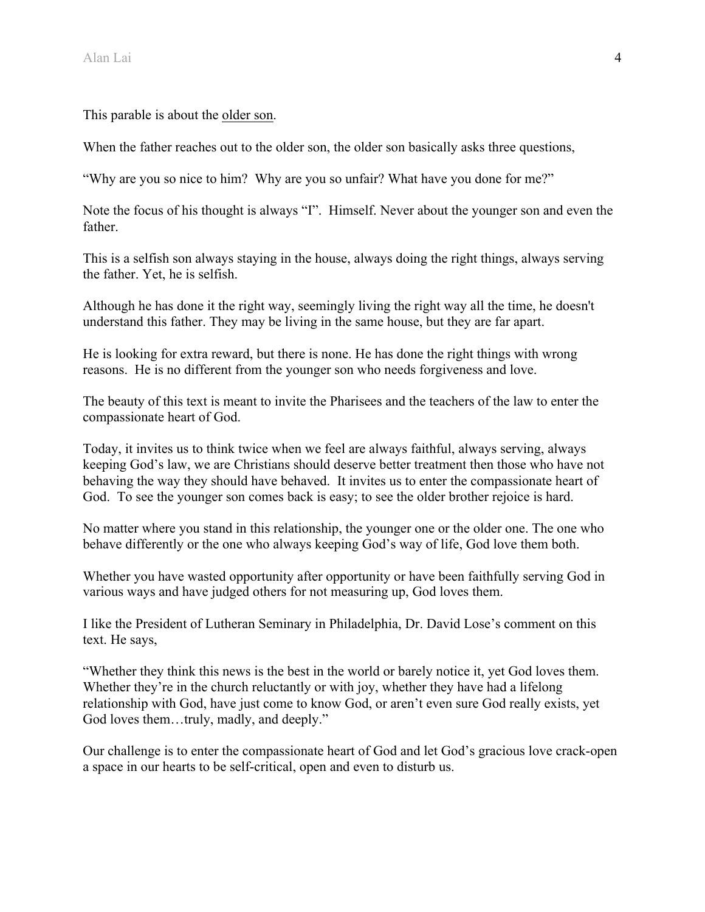This parable is about the <u>older son</u>.

When the father reaches out to the older son, the older son basically asks three questions,

"Why are you so nice to him? Why are you so unfair? What have you done for me?"

Note the focus of his thought is always "I". Himself. Never about the younger son and even the father.

This is a selfish son always staying in the house, always doing the right things, always serving the father. Yet, he is selfish.

Although he has done it the right way, seemingly living the right way all the time, he doesn't understand this father. They may be living in the same house, but they are far apart.

He is looking for extra reward, but there is none. He has done the right things with wrong reasons. He is no different from the younger son who needs forgiveness and love.

The beauty of this text is meant to invite the Pharisees and the teachers of the law to enter the compassionate heart of God.

Today, it invites us to think twice when we feel are always faithful, always serving, always keeping God's law, we are Christians should deserve better treatment then those who have not behaving the way they should have behaved. It invites us to enter the compassionate heart of God. To see the younger son comes back is easy; to see the older brother rejoice is hard.

No matter where you stand in this relationship, the younger one or the older one. The one who behave differently or the one who always keeping God's way of life, God love them both.

Whether you have wasted opportunity after opportunity or have been faithfully serving God in various ways and have judged others for not measuring up, God loves them.

I like the President of Lutheran Seminary in Philadelphia, Dr. David Lose's comment on this text. He says,

"Whether they think this news is the best in the world or barely notice it, yet God loves them. Whether they're in the church reluctantly or with joy, whether they have had a lifelong relationship with God, have just come to know God, or aren't even sure God really exists, yet God loves them…truly, madly, and deeply."

Our challenge is to enter the compassionate heart of God and let God's gracious love crack-open a space in our hearts to be self-critical, open and even to disturb us.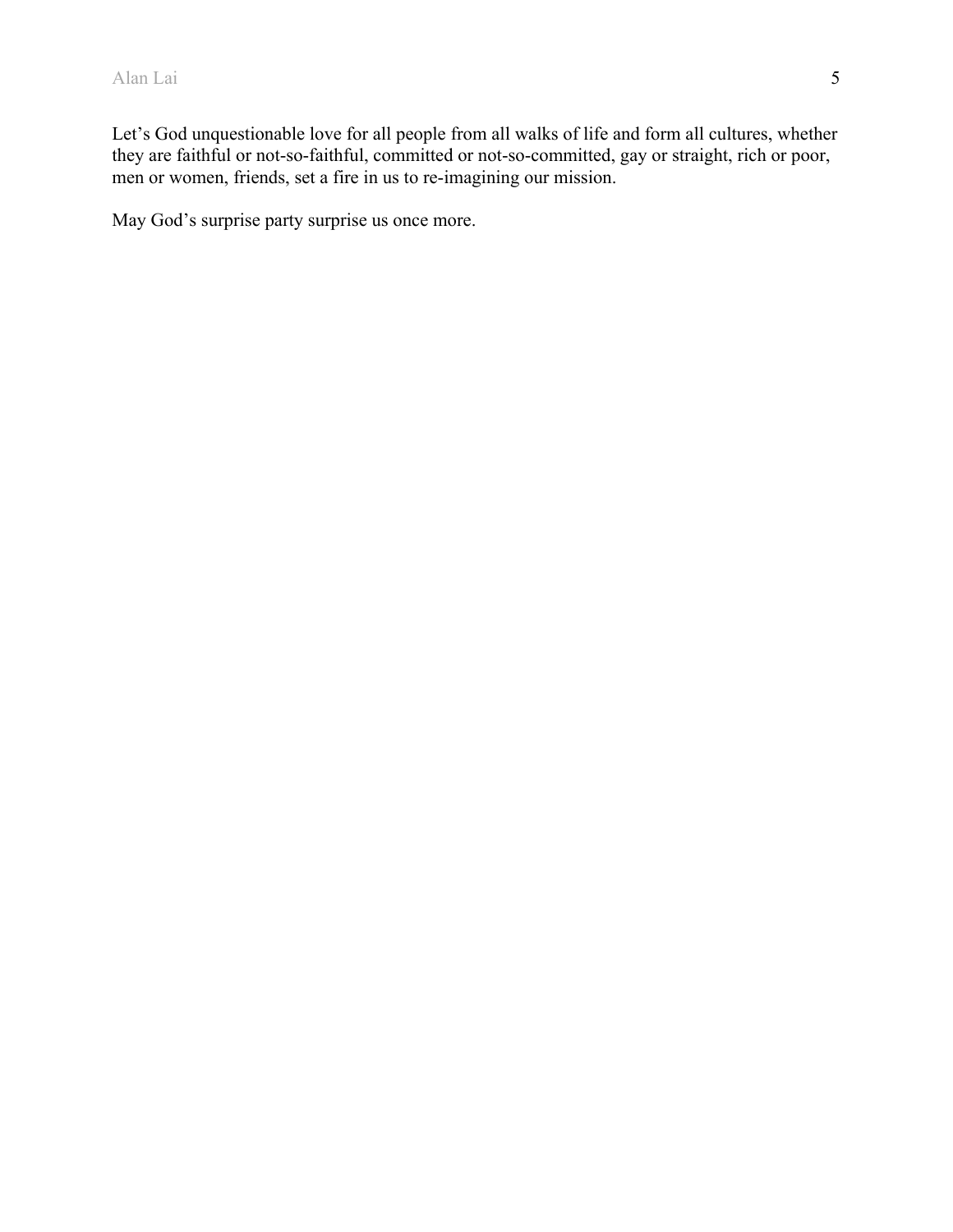Let's God unquestionable love for all people from all walks of life and form all cultures, whether they are faithful or not-so-faithful, committed or not-so-committed, gay or straight, rich or poor, men or women, friends, set a fire in us to re-imagining our mission.

May God's surprise party surprise us once more.